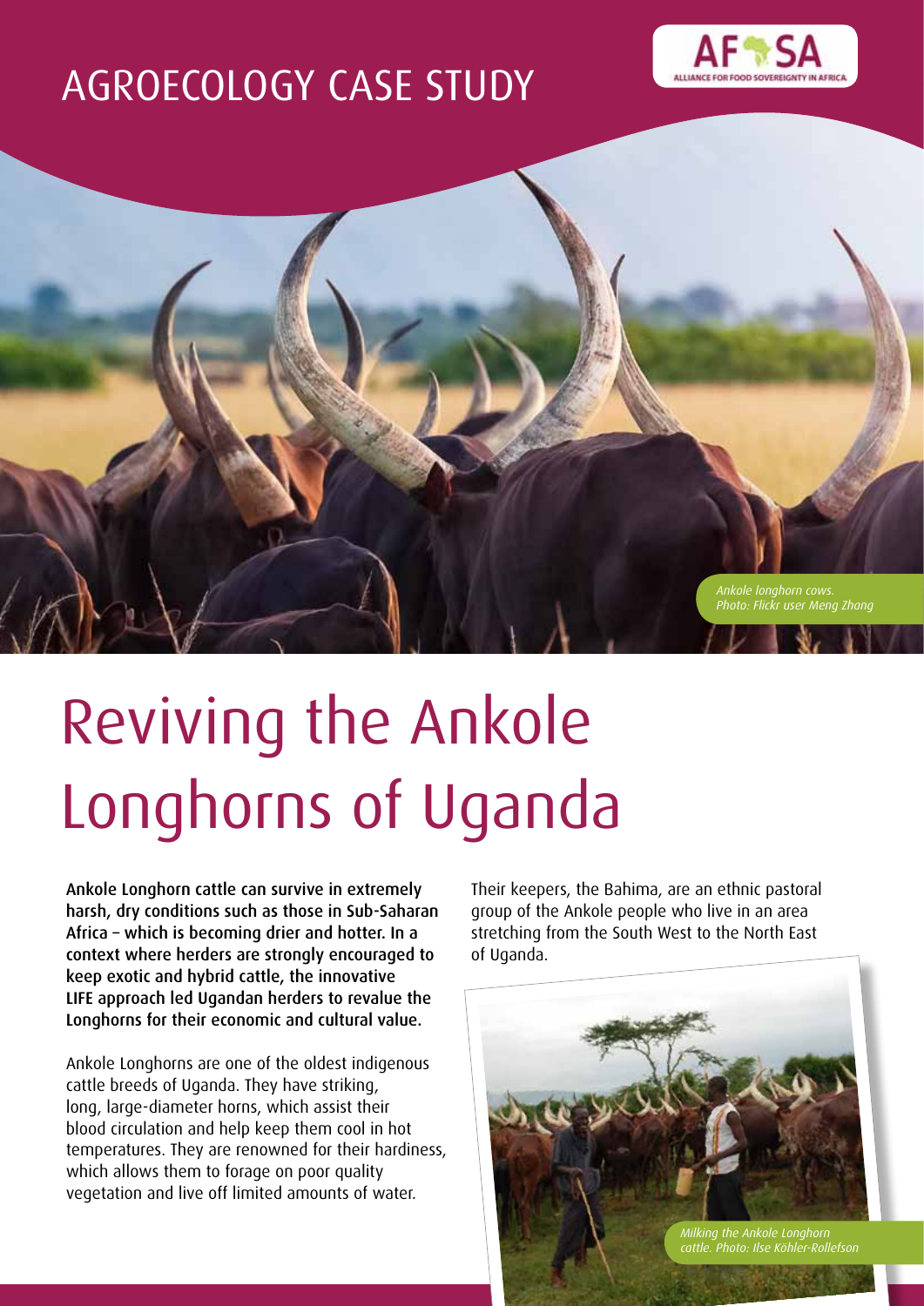# AGROECOLOGY CASE STUDY

AFSA ALLIANCE FOR FOOD SOVEREIGNTY IN AFRICA

*Ankole longhorn cows. Photo: Flickr user Meng Zhang*

# Reviving the Ankole Longhorns of Uganda

**Ankole Longhorn cattle can survive in extremely harsh, dry conditions such as those in Sub-Saharan Africa – which is becoming drier and hotter. In a context where herders are strongly encouraged to keep exotic and hybrid cattle, the innovative LIFE approach led Ugandan herders to revalue the Longhorns for their economic and cultural value.**

Ankole Longhorns are one of the oldest indigenous cattle breeds of Uganda. They have striking, long, large-diameter horns, which assist their blood circulation and help keep them cool in hot temperatures. They are renowned for their hardiness, which allows them to forage on poor quality vegetation and live off limited amounts of water.

Their keepers, the Bahima, are an ethnic pastoral group of the Ankole people who live in an area stretching from the South West to the North East of Uganda.

*Milking the Ankole Longhorn cattle. Photo: Ilse Köhler-Rollefson*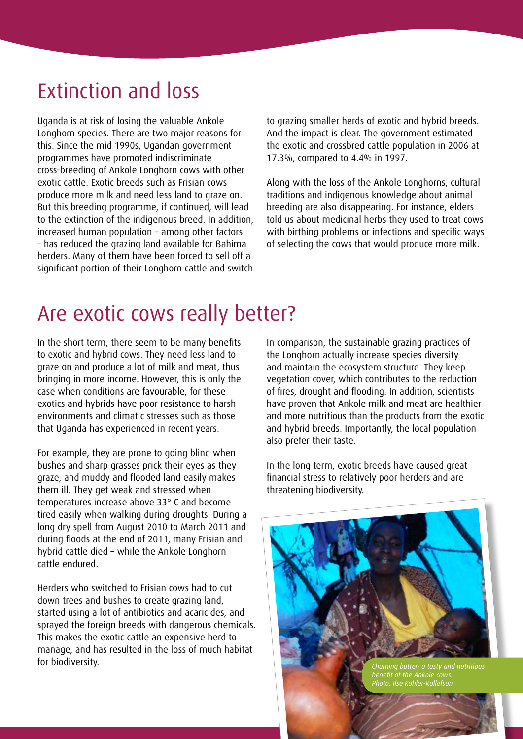## Extinction and loss

Uganda is at risk of losing the valuable Ankole Longhorn species. There are two major reasons for this. Since the mid 1990s, Ugandan government programmes have promoted indiscriminate cross-breeding of Ankole Longhorn cows with other exotic cattle. Exotic breeds such as Frisian cows produce more milk and need less land to graze on. But this breeding programme, if continued, will lead to the extinction of the indigenous breed. In addition, increased human population – among other factors – has reduced the grazing land available for Bahima herders. Many of them have been forced to sell off a significant portion of their Longhorn cattle and switch to grazing smaller herds of exotic and hybrid breeds. And the impact is clear. The government estimated the exotic and crossbred cattle population in 2006 at 17.3%, compared to 4.4% in 1997.

Along with the loss of the Ankole Longhorns, cultural traditions and indigenous knowledge about animal breeding are also disappearing. For instance, elders told us about medicinal herbs they used to treat cows with birthing problems or infections and specific ways of selecting the cows that would produce more milk.

## Are exotic cows really better?

In the short term, there seem to be many benefits to exotic and hybrid cows. They need less land to graze on and produce a lot of milk and meat, thus bringing in more income. However, this is only the case when conditions are favourable, for these exotics and hybrids have poor resistance to harsh environments and climatic stresses such as those that Uganda has experienced in recent years.

For example, they are prone to going blind when bushes and sharp grasses prick their eyes as they graze, and muddy and flooded land easily makes them ill. They get weak and stressed when temperatures increase above 33° C and become tired easily when walking during droughts. During a long dry spell from August 2010 to March 2011 and during floods at the end of 2011, many Frisian and hybrid cattle died – while the Ankole Longhorn cattle endured.

Herders who switched to Frisian cows had to cut down trees and bushes to create grazing land, started using a lot of antibiotics and acaricides, and sprayed the foreign breeds with dangerous chemicals. This makes the exotic cattle an expensive herd to manage, and has resulted in the loss of much habitat for biodiversity.

In comparison, the sustainable grazing practices of the Longhorn actually increase species diversity and maintain the ecosystem structure. They keep vegetation cover, which contributes to the reduction of fires, drought and flooding. In addition, scientists have proven that Ankole milk and meat are healthier and more nutritious than the products from the exotic and hybrid breeds. Importantly, the local population also prefer their taste.

In the long term, exotic breeds have caused great financial stress to relatively poor herders and are threatening biodiversity.

*Churning butter: a tasty and nutritious benefit of the Ankole cows. Photo: Ilse Köhler-Rollefson*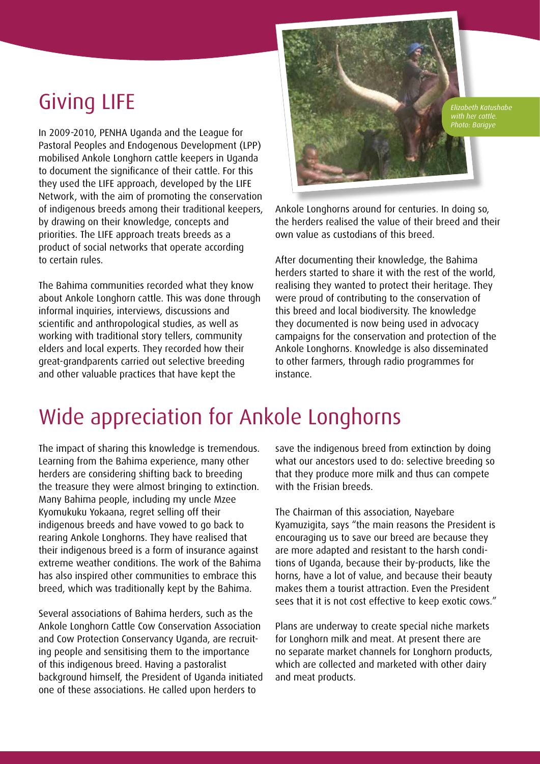## Giving LIFE

In 2009-2010, PENHA Uganda and the League for Pastoral Peoples and Endogenous Development (LPP) mobilised Ankole Longhorn cattle keepers in Uganda to document the significance of their cattle. For this they used the LIFE approach, developed by the LIFE Network, with the aim of promoting the conservation of indigenous breeds among their traditional keepers, by drawing on their knowledge, concepts and priorities. The LIFE approach treats breeds as a product of social networks that operate according to certain rules.

The Bahima communities recorded what they know about Ankole Longhorn cattle. This was done through informal inquiries, interviews, discussions and scientific and anthropological studies, as well as working with traditional story tellers, community elders and local experts. They recorded how their great-grandparents carried out selective breeding and other valuable practices that have kept the Ankole Longhorns around for centuries. In doing so, the herders realised the value of their breed and their own value as custodians of this breed.

*Elizabeth Katushabe with her cattle. Photo: Barigye*

After documenting their knowledge, the Bahima herders started to share it with the rest of the world, realising they wanted to protect their heritage. They were proud of contributing to the conservation of this breed and local biodiversity. The knowledge they documented is now being used in advocacy campaigns for the conservation and protection of the Ankole Longhorns. Knowledge is also disseminated to other farmers, through radio programmes for instance.

## Wide appreciation for Ankole Longhorns

The impact of sharing this knowledge is tremendous. Learning from the Bahima experience, many other herders are considering shifting back to breeding the treasure they were almost bringing to extinction. Many Bahima people, including my uncle Mzee Kyomukuku Yokaana, regret selling off their indigenous breeds and have vowed to go back to rearing Ankole Longhorns. They have realised that their indigenous breed is a form of insurance against extreme weather conditions. The work of the Bahima has also inspired other communities to embrace this breed, which was traditionally kept by the Bahima.

Several associations of Bahima herders, such as the Ankole Longhorn Cattle Cow Conservation Association and Cow Protection Conservancy Uganda, are recruiting people and sensitising them to the importance of this indigenous breed. Having a pastoralist background himself, the President of Uganda initiated one of these associations. He called upon herders to save the indigenous breed from extinction by doing what our ancestors used to do: selective breeding so that they produce more milk and thus can compete with the Frisian breeds.

The Chairman of this association, Nayebare Kyamuzigita, says "the main reasons the President is encouraging us to save our breed are because they are more adapted and resistant to the harsh conditions of Uganda, because their by-products, like the horns, have a lot of value, and because their beauty makes them a tourist attraction. Even the President sees that it is not cost effective to keep exotic cows."

Plans are underway to create special niche markets for Longhorn milk and meat. At present there are no separate market channels for Longhorn products, which are collected and marketed with other dairy and meat products.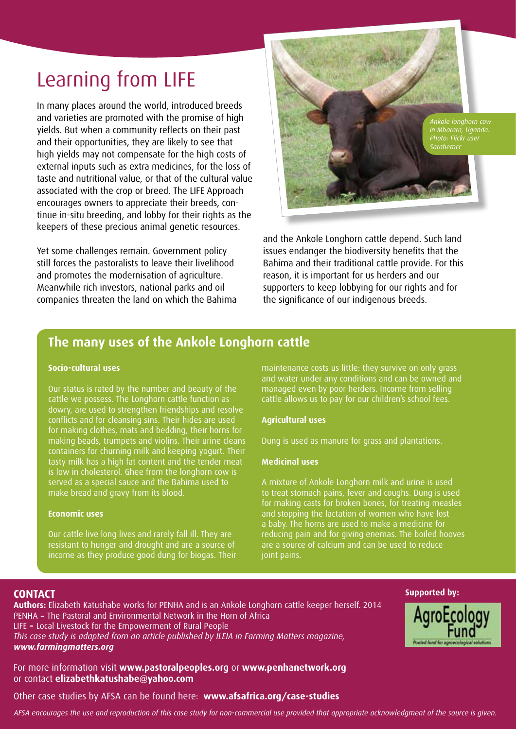# Learning from LIFE

In many places around the world, introduced breeds and varieties are promoted with the promise of high yields. But when a community reflects on their past and their opportunities, they are likely to see that high yields may not compensate for the high costs of external inputs such as extra medicines, for the loss of taste and nutritional value, or that of the cultural value associated with the crop or breed. The LIFE Approach encourages owners to appreciate their breeds, continue in-situ breeding, and lobby for their rights as the keepers of these precious animal genetic resources.

Yet some challenges remain. Government policy still forces the pastoralists to leave their livelihood and promotes the modernisation of agriculture. Meanwhile rich investors, national parks and oil companies threaten the land on which the Bahima and the Ankole Longhorn cattle depend. Such land issues endanger the biodiversity benefits that the Bahima and their traditional cattle provide. For this reason, it is important for us herders and our supporters to keep lobbying for our rights and for the significance of our indigenous breeds.

*Ankole longhorn cow in Mbarara, Uganda. Photo: Flickr user Sarahemcc*

## The many uses of the Ankole Longhorn cattle

**Socio-cultural uses**

Our status is rated by the number and beauty of the cattle we possess. The Longhorn cattle function as dowry, are used to strengthen friendships and resolve conflicts and for cleansing sins. Their hides are used for making clothes, mats and bedding, their horns for making beads, trumpets and violins. Their urine cleans containers for churning milk and keeping yogurt. Their tasty milk has a high fat content and the tender meat is low in cholesterol. Ghee from the longhorn cow is served as a special sauce and the Bahima used to make bread and gravy from its blood.

**Economic uses**

Our cattle live long lives and rarely fall ill. They are resistant to hunger and drought and are a source of income as they produce good dung for biogas. Their maintenance costs us little: they survive on only grass and water under any conditions and can be owned and managed even by poor herders. Income from selling cattle allows us to pay for our children's school fees.

**Agricultural uses**

Dung is used as manure for grass and plantations.

**Medicinal uses**

A mixture of Ankole Longhorn milk and urine is used to treat stomach pains, fever and coughs. Dung is used for making casts for broken bones, for treating measles and stopping the lactation of women who have lost a baby. The horns are used to make a medicine for reducing pain and for giving enemas. The boiled hooves are a source of calcium and can be used to reduce joint pains.

## CONTACT

**Authors:** Elizabeth Katushabe works for PENHA and is an Ankole Longhorn cattle keeper herself. 2014
PENHA = The Pastoral and Environmental Network in the Horn of Africa
LIFE = Local Livestock for the Empowerment of Rural People
*This case study is adapted from an article published by ILEIA in Farming Matters magazine,* ***www.farmingmatters.org***

For more information visit **www.pastoralpeoples.org** or **www.penhanetwork.org** or contact **elizabethkatushabe@yahoo.com**

Other case studies by AFSA can be found here: **www.afsafrica.org/case-studies**

**Supported by:**

AgroEcology Fund
Pooled fund for agroecological solutions

*AFSA encourages the use and reproduction of this case study for non-commercial use provided that appropriate acknowledgment of the source is given.*